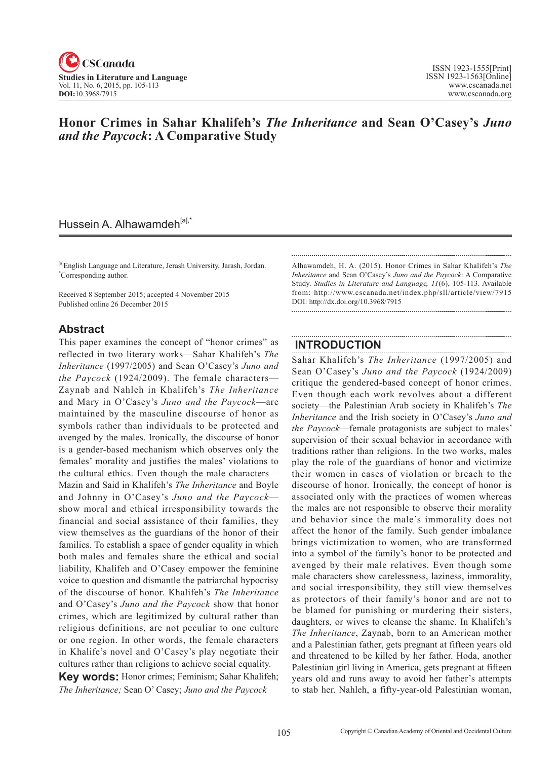# Honor Crimes in Sahar Khalifeh's *The Inheritance* and Sean O'Casey's *Juno and the Paycock*: A Comparative Study

Hussein A. Alhawamdeh[a],*

[a]English Language and Literature, Jerash University, Jarash, Jordan.
*Corresponding author.

Received 8 September 2015; accepted 4 November 2015
Published online 26 December 2015

## Abstract

This paper examines the concept of "honor crimes" as reflected in two literary works—Sahar Khalifeh's *The Inheritance* (1997/2005) and Sean O'Casey's *Juno and the Paycock* (1924/2009). The female characters—Zaynab and Nahleh in Khalifeh's *The Inheritance* and Mary in O'Casey's *Juno and the Paycock*—are maintained by the masculine discourse of honor as symbols rather than individuals to be protected and avenged by the males. Ironically, the discourse of honor is a gender-based mechanism which observes only the females' morality and justifies the males' violations to the cultural ethics. Even though the male characters—Mazin and Said in Khalifeh's *The Inheritance* and Boyle and Johnny in O'Casey's *Juno and the Paycock*—show moral and ethical irresponsibility towards the financial and social assistance of their families, they view themselves as the guardians of the honor of their families. To establish a space of gender equality in which both males and females share the ethical and social liability, Khalifeh and O'Casey empower the feminine voice to question and dismantle the patriarchal hypocrisy of the discourse of honor. Khalifeh's *The Inheritance* and O'Casey's *Juno and the Paycock* show that honor crimes, which are legitimized by cultural rather than religious definitions, are not peculiar to one culture or one region. In other words, the female characters in Khalife's novel and O'Casey's play negotiate their cultures rather than religions to achieve social equality.

**Key words:** Honor crimes; Feminism; Sahar Khalifeh; *The Inheritance;* Sean O' Casey; *Juno and the Paycock*

Alhawamdeh, H. A. (2015). Honor Crimes in Sahar Khalifeh's *The Inheritance* and Sean O'Casey's *Juno and the Paycock*: A Comparative Study. *Studies in Literature and Language, 11*(6), 105-113. Available from: http://www.cscanada.net/index.php/sll/article/view/7915
DOI: http://dx.doi.org/10.3968/7915

## INTRODUCTION

Sahar Khalifeh's *The Inheritance* (1997/2005) and Sean O'Casey's *Juno and the Paycock* (1924/2009) critique the gendered-based concept of honor crimes. Even though each work revolves about a different society—the Palestinian Arab society in Khalifeh's *The Inheritance* and the Irish society in O'Casey's *Juno and the Paycock*—female protagonists are subject to males' supervision of their sexual behavior in accordance with traditions rather than religions. In the two works, males play the role of the guardians of honor and victimize their women in cases of violation or breach to the discourse of honor. Ironically, the concept of honor is associated only with the practices of women whereas the males are not responsible to observe their morality and behavior since the male's immorality does not affect the honor of the family. Such gender imbalance brings victimization to women, who are transformed into a symbol of the family's honor to be protected and avenged by their male relatives. Even though some male characters show carelessness, laziness, immorality, and social irresponsibility, they still view themselves as protectors of their family's honor and are not to be blamed for punishing or murdering their sisters, daughters, or wives to cleanse the shame. In Khalifeh's *The Inheritance*, Zaynab, born to an American mother and a Palestinian father, gets pregnant at fifteen years old and threatened to be killed by her father. Hoda, another Palestinian girl living in America, gets pregnant at fifteen years old and runs away to avoid her father's attempts to stab her. Nahleh, a fifty-year-old Palestinian woman,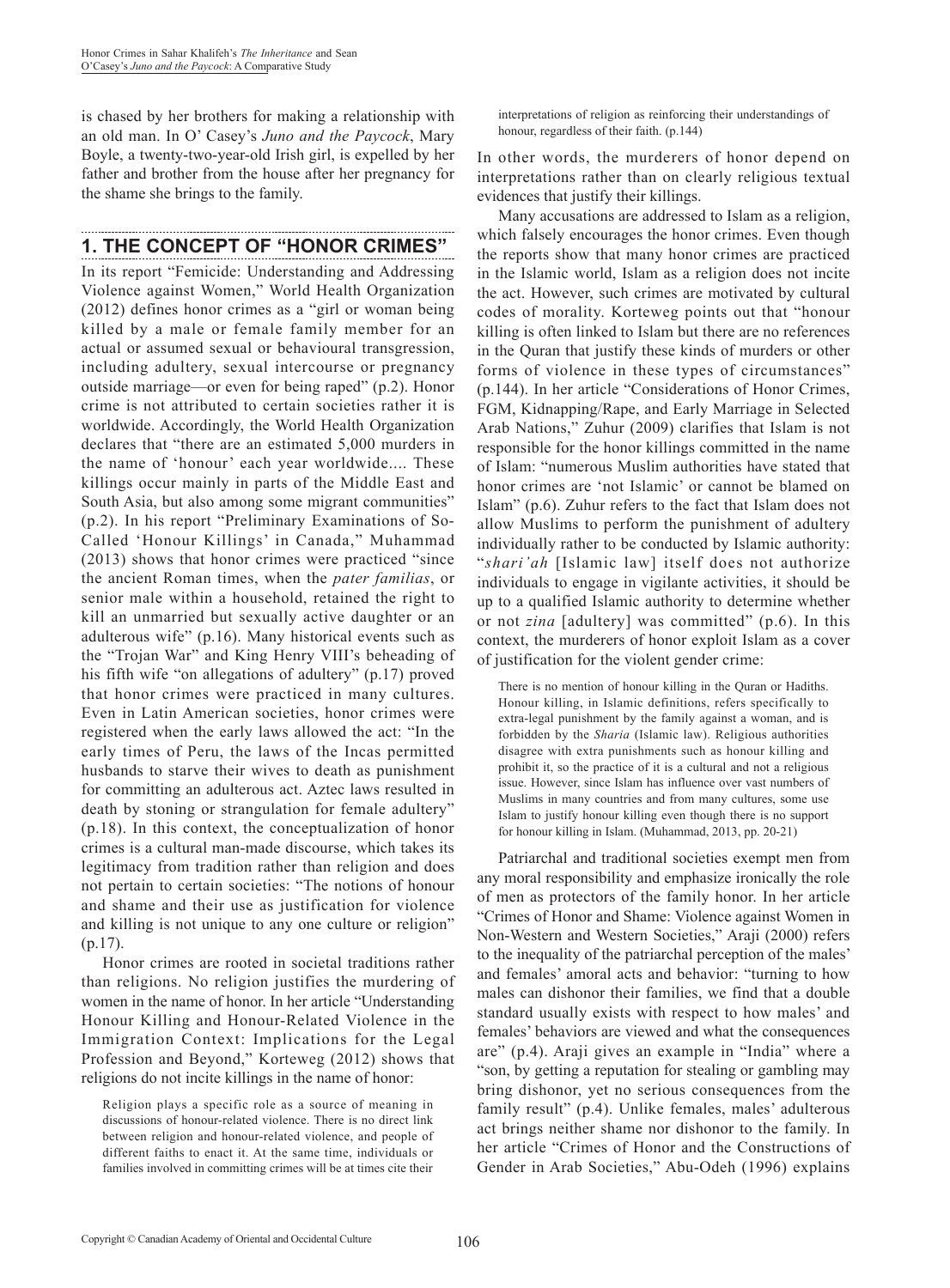is chased by her brothers for making a relationship with an old man. In O' Casey's *Juno and the Paycock*, Mary Boyle, a twenty-two-year-old Irish girl, is expelled by her father and brother from the house after her pregnancy for the shame she brings to the family.

## 1. THE CONCEPT OF "HONOR CRIMES"

In its report "Femicide: Understanding and Addressing Violence against Women," World Health Organization (2012) defines honor crimes as a "girl or woman being killed by a male or female family member for an actual or assumed sexual or behavioural transgression, including adultery, sexual intercourse or pregnancy outside marriage—or even for being raped" (p.2). Honor crime is not attributed to certain societies rather it is worldwide. Accordingly, the World Health Organization declares that "there are an estimated 5,000 murders in the name of 'honour' each year worldwide.... These killings occur mainly in parts of the Middle East and South Asia, but also among some migrant communities" (p.2). In his report "Preliminary Examinations of So-Called 'Honour Killings' in Canada," Muhammad (2013) shows that honor crimes were practiced "since the ancient Roman times, when the *pater familias*, or senior male within a household, retained the right to kill an unmarried but sexually active daughter or an adulterous wife" (p.16). Many historical events such as the "Trojan War" and King Henry VIII's beheading of his fifth wife "on allegations of adultery" (p.17) proved that honor crimes were practiced in many cultures. Even in Latin American societies, honor crimes were registered when the early laws allowed the act: "In the early times of Peru, the laws of the Incas permitted husbands to starve their wives to death as punishment for committing an adulterous act. Aztec laws resulted in death by stoning or strangulation for female adultery" (p.18). In this context, the conceptualization of honor crimes is a cultural man-made discourse, which takes its legitimacy from tradition rather than religion and does not pertain to certain societies: "The notions of honour and shame and their use as justification for violence and killing is not unique to any one culture or religion" (p.17).

Honor crimes are rooted in societal traditions rather than religions. No religion justifies the murdering of women in the name of honor. In her article "Understanding Honour Killing and Honour-Related Violence in the Immigration Context: Implications for the Legal Profession and Beyond," Korteweg (2012) shows that religions do not incite killings in the name of honor:

> Religion plays a specific role as a source of meaning in discussions of honour-related violence. There is no direct link between religion and honour-related violence, and people of different faiths to enact it. At the same time, individuals or families involved in committing crimes will be at times cite their interpretations of religion as reinforcing their understandings of honour, regardless of their faith. (p.144)

In other words, the murderers of honor depend on interpretations rather than on clearly religious textual evidences that justify their killings.

Many accusations are addressed to Islam as a religion, which falsely encourages the honor crimes. Even though the reports show that many honor crimes are practiced in the Islamic world, Islam as a religion does not incite the act. However, such crimes are motivated by cultural codes of morality. Korteweg points out that "honour killing is often linked to Islam but there are no references in the Quran that justify these kinds of murders or other forms of violence in these types of circumstances" (p.144). In her article "Considerations of Honor Crimes, FGM, Kidnapping/Rape, and Early Marriage in Selected Arab Nations," Zuhur (2009) clarifies that Islam is not responsible for the honor killings committed in the name of Islam: "numerous Muslim authorities have stated that honor crimes are 'not Islamic' or cannot be blamed on Islam" (p.6). Zuhur refers to the fact that Islam does not allow Muslims to perform the punishment of adultery individually rather to be conducted by Islamic authority: "*shari'ah* [Islamic law] itself does not authorize individuals to engage in vigilante activities, it should be up to a qualified Islamic authority to determine whether or not *zina* [adultery] was committed" (p.6). In this context, the murderers of honor exploit Islam as a cover of justification for the violent gender crime:

> There is no mention of honour killing in the Quran or Hadiths. Honour killing, in Islamic definitions, refers specifically to extra-legal punishment by the family against a woman, and is forbidden by the *Sharia* (Islamic law). Religious authorities disagree with extra punishments such as honour killing and prohibit it, so the practice of it is a cultural and not a religious issue. However, since Islam has influence over vast numbers of Muslims in many countries and from many cultures, some use Islam to justify honour killing even though there is no support for honour killing in Islam. (Muhammad, 2013, pp. 20-21)

Patriarchal and traditional societies exempt men from any moral responsibility and emphasize ironically the role of men as protectors of the family honor. In her article "Crimes of Honor and Shame: Violence against Women in Non-Western and Western Societies," Araji (2000) refers to the inequality of the patriarchal perception of the males' and females' amoral acts and behavior: "turning to how males can dishonor their families, we find that a double standard usually exists with respect to how males' and females' behaviors are viewed and what the consequences are" (p.4). Araji gives an example in "India" where a "son, by getting a reputation for stealing or gambling may bring dishonor, yet no serious consequences from the family result" (p.4). Unlike females, males' adulterous act brings neither shame nor dishonor to the family. In her article "Crimes of Honor and the Constructions of Gender in Arab Societies," Abu-Odeh (1996) explains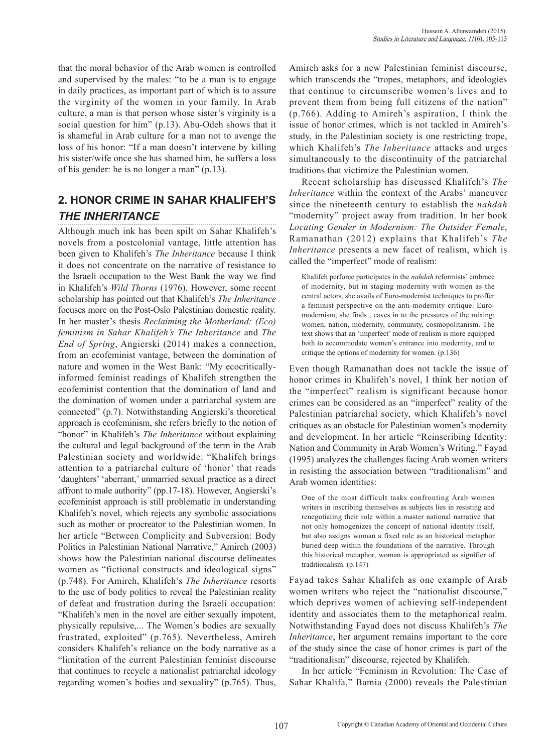that the moral behavior of the Arab women is controlled and supervised by the males: "to be a man is to engage in daily practices, as important part of which is to assure the virginity of the women in your family. In Arab culture, a man is that person whose sister's virginity is a social question for him" (p.13). Abu-Odeh shows that it is shameful in Arab culture for a man not to avenge the loss of his honor: "If a man doesn't intervene by killing his sister/wife once she has shamed him, he suffers a loss of his gender: he is no longer a man" (p.13).

## 2. HONOR CRIME IN SAHAR KHALIFEH'S *THE INHERITANCE*

Although much ink has been spilt on Sahar Khalifeh's novels from a postcolonial vantage, little attention has been given to Khalifeh's *The Inheritance* because I think it does not concentrate on the narrative of resistance to the Israeli occupation to the West Bank the way we find in Khalifeh's *Wild Thorns* (1976). However, some recent scholarship has pointed out that Khalifeh's *The Inheritance* focuses more on the Post-Oslo Palestinian domestic reality. In her master's thesis *Reclaiming the Motherland: (Eco) feminism in Sahar Khalifeh's The Inheritance* and *The End of Spring*, Angierski (2014) makes a connection, from an ecofeminist vantage, between the domination of nature and women in the West Bank: "My ecocritically-informed feminist readings of Khalifeh strengthen the ecofeminist contention that the domination of land and the domination of women under a patriarchal system are connected" (p.7). Notwithstanding Angierski's theoretical approach is ecofeminism, she refers briefly to the notion of "honor" in Khalifeh's *The Inheritance* without explaining the cultural and legal background of the term in the Arab Palestinian society and worldwide: "Khalifeh brings attention to a patriarchal culture of 'honor' that reads 'daughters' 'aberrant,' unmarried sexual practice as a direct affront to male authority" (pp.17-18). However, Angierski's ecofeminist approach is still problematic in understanding Khalifeh's novel, which rejects any symbolic associations such as mother or procreator to the Palestinian women. In her article "Between Complicity and Subversion: Body Politics in Palestinian National Narrative," Amireh (2003) shows how the Palestinian national discourse delineates women as "fictional constructs and ideological signs" (p.748). For Amireh, Khalifeh's *The Inheritance* resorts to the use of body politics to reveal the Palestinian reality of defeat and frustration during the Israeli occupation: "Khalifeh's men in the novel are either sexually impotent, physically repulsive,... The Women's bodies are sexually frustrated, exploited" (p.765). Nevertheless, Amireh considers Khalifeh's reliance on the body narrative as a "limitation of the current Palestinian feminist discourse that continues to recycle a nationalist patriarchal ideology regarding women's bodies and sexuality" (p.765). Thus, Amireh asks for a new Palestinian feminist discourse, which transcends the "tropes, metaphors, and ideologies that continue to circumscribe women's lives and to prevent them from being full citizens of the nation" (p.766). Adding to Amireh's aspiration, I think the issue of honor crimes, which is not tackled in Amireh's study, in the Palestinian society is one restricting trope, which Khalifeh's *The Inheritance* attacks and urges simultaneously to the discontinuity of the patriarchal traditions that victimize the Palestinian women.

Recent scholarship has discussed Khalifeh's *The Inheritance* within the context of the Arabs' maneuver since the nineteenth century to establish the *nahdah* "modernity" project away from tradition. In her book *Locating Gender in Modernism: The Outsider Female*, Ramanathan (2012) explains that Khalifeh's *The Inheritance* presents a new facet of realism, which is called the "imperfect" mode of realism:

> Khalifeh perforce participates in the *nahdah* reformists' embrace of modernity, but in staging modernity with women as the central actors, she avails of Euro-modernist techniques to proffer a feminist perspective on the anti-modernity critique. Euro-modernism, she finds , caves in to the pressures of the mixing: women, nation, modernity, community, cosmopolitanism. The text shows that an 'imperfect' mode of realism is more equipped both to accommodate women's entrance into modernity, and to critique the options of modernity for women. (p.136)

Even though Ramanathan does not tackle the issue of honor crimes in Khalifeh's novel, I think her notion of the "imperfect" realism is significant because honor crimes can be considered as an "imperfect" reality of the Palestinian patriarchal society, which Khalifeh's novel critiques as an obstacle for Palestinian women's modernity and development. In her article "Reinscribing Identity: Nation and Community in Arab Women's Writing," Fayad (1995) analyzes the challenges facing Arab women writers in resisting the association between "traditionalism" and Arab women identities:

> One of the most difficult tasks confronting Arab women writers in inscribing themselves as subjects lies in resisting and renegotiating their role within a master national narrative that not only homogenizes the concept of national identity itself, but also assigns woman a fixed role as an historical metaphor buried deep within the foundations of the narrative. Through this historical metaphor, woman is appropriated as signifier of traditionalism. (p.147)

Fayad takes Sahar Khalifeh as one example of Arab women writers who reject the "nationalist discourse," which deprives women of achieving self-independent identity and associates them to the metaphorical realm. Notwithstanding Fayad does not discuss Khalifeh's *The Inheritance*, her argument remains important to the core of the study since the case of honor crimes is part of the "traditionalism" discourse, rejected by Khalifeh.

In her article "Feminism in Revolution: The Case of Sahar Khalifa," Bamia (2000) reveals the Palestinian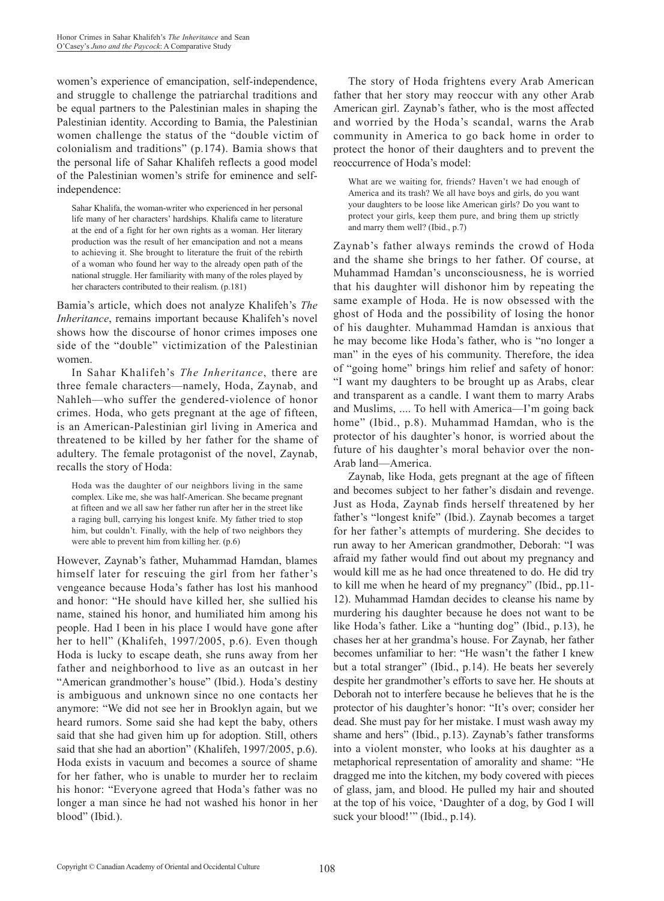women's experience of emancipation, self-independence, and struggle to challenge the patriarchal traditions and be equal partners to the Palestinian males in shaping the Palestinian identity. According to Bamia, the Palestinian women challenge the status of the "double victim of colonialism and traditions" (p.174). Bamia shows that the personal life of Sahar Khalifeh reflects a good model of the Palestinian women's strife for eminence and self-independence:

> Sahar Khalifa, the woman-writer who experienced in her personal life many of her characters' hardships. Khalifa came to literature at the end of a fight for her own rights as a woman. Her literary production was the result of her emancipation and not a means to achieving it. She brought to literature the fruit of the rebirth of a woman who found her way to the already open path of the national struggle. Her familiarity with many of the roles played by her characters contributed to their realism. (p.181)

Bamia's article, which does not analyze Khalifeh's *The Inheritance*, remains important because Khalifeh's novel shows how the discourse of honor crimes imposes one side of the "double" victimization of the Palestinian women.

In Sahar Khalifeh's *The Inheritance*, there are three female characters—namely, Hoda, Zaynab, and Nahleh—who suffer the gendered-violence of honor crimes. Hoda, who gets pregnant at the age of fifteen, is an American-Palestinian girl living in America and threatened to be killed by her father for the shame of adultery. The female protagonist of the novel, Zaynab, recalls the story of Hoda:

> Hoda was the daughter of our neighbors living in the same complex. Like me, she was half-American. She became pregnant at fifteen and we all saw her father run after her in the street like a raging bull, carrying his longest knife. My father tried to stop him, but couldn't. Finally, with the help of two neighbors they were able to prevent him from killing her. (p.6)

However, Zaynab's father, Muhammad Hamdan, blames himself later for rescuing the girl from her father's vengeance because Hoda's father has lost his manhood and honor: "He should have killed her, she sullied his name, stained his honor, and humiliated him among his people. Had I been in his place I would have gone after her to hell" (Khalifeh, 1997/2005, p.6). Even though Hoda is lucky to escape death, she runs away from her father and neighborhood to live as an outcast in her "American grandmother's house" (Ibid.). Hoda's destiny is ambiguous and unknown since no one contacts her anymore: "We did not see her in Brooklyn again, but we heard rumors. Some said she had kept the baby, others said that she had given him up for adoption. Still, others said that she had an abortion" (Khalifeh, 1997/2005, p.6). Hoda exists in vacuum and becomes a source of shame for her father, who is unable to murder her to reclaim his honor: "Everyone agreed that Hoda's father was no longer a man since he had not washed his honor in her blood" (Ibid.).

The story of Hoda frightens every Arab American father that her story may reoccur with any other Arab American girl. Zaynab's father, who is the most affected and worried by the Hoda's scandal, warns the Arab community in America to go back home in order to protect the honor of their daughters and to prevent the reoccurrence of Hoda's model:

> What are we waiting for, friends? Haven't we had enough of America and its trash? We all have boys and girls, do you want your daughters to be loose like American girls? Do you want to protect your girls, keep them pure, and bring them up strictly and marry them well? (Ibid., p.7)

Zaynab's father always reminds the crowd of Hoda and the shame she brings to her father. Of course, at Muhammad Hamdan's unconsciousness, he is worried that his daughter will dishonor him by repeating the same example of Hoda. He is now obsessed with the ghost of Hoda and the possibility of losing the honor of his daughter. Muhammad Hamdan is anxious that he may become like Hoda's father, who is "no longer a man" in the eyes of his community. Therefore, the idea of "going home" brings him relief and safety of honor: "I want my daughters to be brought up as Arabs, clear and transparent as a candle. I want them to marry Arabs and Muslims, .... To hell with America—I'm going back home" (Ibid., p.8). Muhammad Hamdan, who is the protector of his daughter's honor, is worried about the future of his daughter's moral behavior over the non-Arab land—America.

Zaynab, like Hoda, gets pregnant at the age of fifteen and becomes subject to her father's disdain and revenge. Just as Hoda, Zaynab finds herself threatened by her father's "longest knife" (Ibid.). Zaynab becomes a target for her father's attempts of murdering. She decides to run away to her American grandmother, Deborah: "I was afraid my father would find out about my pregnancy and would kill me as he had once threatened to do. He did try to kill me when he heard of my pregnancy" (Ibid., pp.11-12). Muhammad Hamdan decides to cleanse his name by murdering his daughter because he does not want to be like Hoda's father. Like a "hunting dog" (Ibid., p.13), he chases her at her grandma's house. For Zaynab, her father becomes unfamiliar to her: "He wasn't the father I knew but a total stranger" (Ibid., p.14). He beats her severely despite her grandmother's efforts to save her. He shouts at Deborah not to interfere because he believes that he is the protector of his daughter's honor: "It's over; consider her dead. She must pay for her mistake. I must wash away my shame and hers" (Ibid., p.13). Zaynab's father transforms into a violent monster, who looks at his daughter as a metaphorical representation of amorality and shame: "He dragged me into the kitchen, my body covered with pieces of glass, jam, and blood. He pulled my hair and shouted at the top of his voice, 'Daughter of a dog, by God I will suck your blood!'" (Ibid., p.14).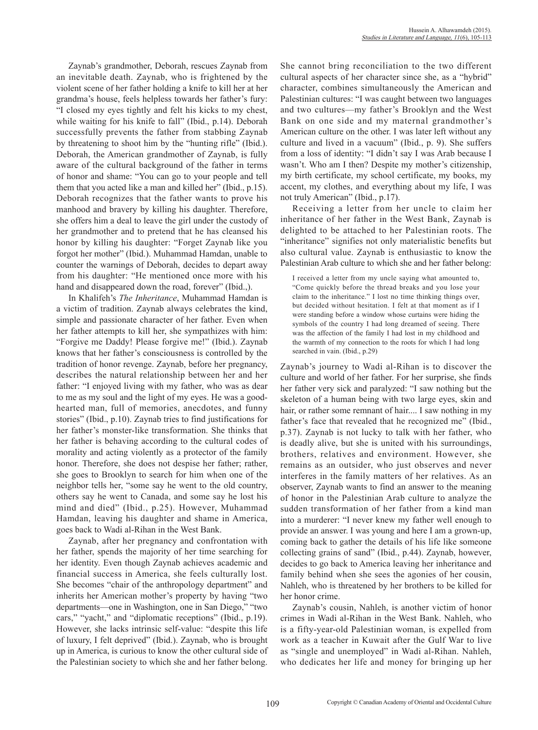Zaynab's grandmother, Deborah, rescues Zaynab from an inevitable death. Zaynab, who is frightened by the violent scene of her father holding a knife to kill her at her grandma's house, feels helpless towards her father's fury: "I closed my eyes tightly and felt his kicks to my chest, while waiting for his knife to fall" (Ibid., p.14). Deborah successfully prevents the father from stabbing Zaynab by threatening to shoot him by the "hunting rifle" (Ibid.). Deborah, the American grandmother of Zaynab, is fully aware of the cultural background of the father in terms of honor and shame: "You can go to your people and tell them that you acted like a man and killed her" (Ibid., p.15). Deborah recognizes that the father wants to prove his manhood and bravery by killing his daughter. Therefore, she offers him a deal to leave the girl under the custody of her grandmother and to pretend that he has cleansed his honor by killing his daughter: "Forget Zaynab like you forgot her mother" (Ibid.). Muhammad Hamdan, unable to counter the warnings of Deborah, decides to depart away from his daughter: "He mentioned once more with his hand and disappeared down the road, forever" (Ibid.,).

In Khalifeh's *The Inheritance*, Muhammad Hamdan is a victim of tradition. Zaynab always celebrates the kind, simple and passionate character of her father. Even when her father attempts to kill her, she sympathizes with him: "Forgive me Daddy! Please forgive me!" (Ibid.). Zaynab knows that her father's consciousness is controlled by the tradition of honor revenge. Zaynab, before her pregnancy, describes the natural relationship between her and her father: "I enjoyed living with my father, who was as dear to me as my soul and the light of my eyes. He was a good-hearted man, full of memories, anecdotes, and funny stories" (Ibid., p.10). Zaynab tries to find justifications for her father's monster-like transformation. She thinks that her father is behaving according to the cultural codes of morality and acting violently as a protector of the family honor. Therefore, she does not despise her father; rather, she goes to Brooklyn to search for him when one of the neighbor tells her, "some say he went to the old country, others say he went to Canada, and some say he lost his mind and died" (Ibid., p.25). However, Muhammad Hamdan, leaving his daughter and shame in America, goes back to Wadi al-Rihan in the West Bank.

Zaynab, after her pregnancy and confrontation with her father, spends the majority of her time searching for her identity. Even though Zaynab achieves academic and financial success in America, she feels culturally lost. She becomes "chair of the anthropology department" and inherits her American mother's property by having "two departments—one in Washington, one in San Diego," "two cars," "yacht," and "diplomatic receptions" (Ibid., p.19). However, she lacks intrinsic self-value: "despite this life of luxury, I felt deprived" (Ibid.). Zaynab, who is brought up in America, is curious to know the other cultural side of the Palestinian society to which she and her father belong. She cannot bring reconciliation to the two different cultural aspects of her character since she, as a "hybrid" character, combines simultaneously the American and Palestinian cultures: "I was caught between two languages and two cultures—my father's Brooklyn and the West Bank on one side and my maternal grandmother's American culture on the other. I was later left without any culture and lived in a vacuum" (Ibid., p. 9). She suffers from a loss of identity: "I didn't say I was Arab because I wasn't. Who am I then? Despite my mother's citizenship, my birth certificate, my school certificate, my books, my accent, my clothes, and everything about my life, I was not truly American" (Ibid., p.17).

Receiving a letter from her uncle to claim her inheritance of her father in the West Bank, Zaynab is delighted to be attached to her Palestinian roots. The "inheritance" signifies not only materialistic benefits but also cultural value. Zaynab is enthusiastic to know the Palestinian Arab culture to which she and her father belong:

> I received a letter from my uncle saying what amounted to, "Come quickly before the thread breaks and you lose your claim to the inheritance." I lost no time thinking things over, but decided without hesitation. I felt at that moment as if I were standing before a window whose curtains were hiding the symbols of the country I had long dreamed of seeing. There was the affection of the family I had lost in my childhood and the warmth of my connection to the roots for which I had long searched in vain. (Ibid., p.29)

Zaynab's journey to Wadi al-Rihan is to discover the culture and world of her father. For her surprise, she finds her father very sick and paralyzed: "I saw nothing but the skeleton of a human being with two large eyes, skin and hair, or rather some remnant of hair.... I saw nothing in my father's face that revealed that he recognized me" (Ibid., p.37). Zaynab is not lucky to talk with her father, who is deadly alive, but she is united with his surroundings, brothers, relatives and environment. However, she remains as an outsider, who just observes and never interferes in the family matters of her relatives. As an observer, Zaynab wants to find an answer to the meaning of honor in the Palestinian Arab culture to analyze the sudden transformation of her father from a kind man into a murderer: "I never knew my father well enough to provide an answer. I was young and here I am a grown-up, coming back to gather the details of his life like someone collecting grains of sand" (Ibid., p.44). Zaynab, however, decides to go back to America leaving her inheritance and family behind when she sees the agonies of her cousin, Nahleh, who is threatened by her brothers to be killed for her honor crime.

Zaynab's cousin, Nahleh, is another victim of honor crimes in Wadi al-Rihan in the West Bank. Nahleh, who is a fifty-year-old Palestinian woman, is expelled from work as a teacher in Kuwait after the Gulf War to live as "single and unemployed" in Wadi al-Rihan. Nahleh, who dedicates her life and money for bringing up her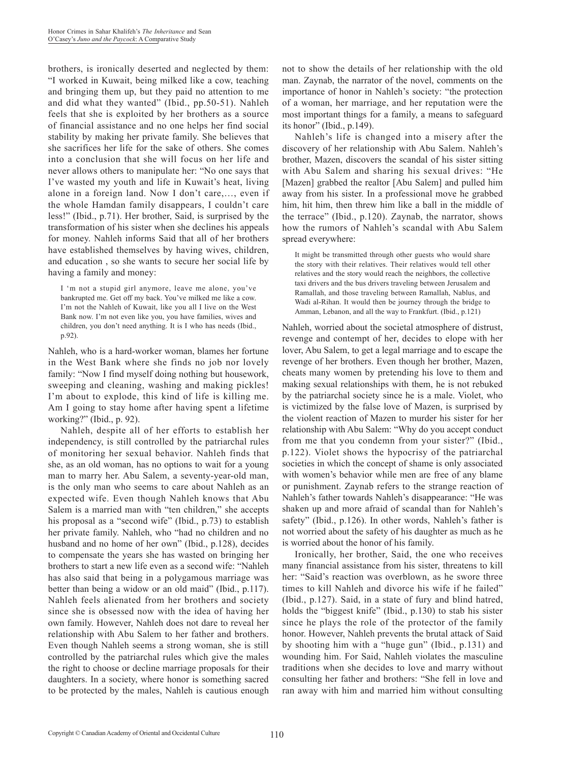brothers, is ironically deserted and neglected by them: "I worked in Kuwait, being milked like a cow, teaching and bringing them up, but they paid no attention to me and did what they wanted" (Ibid., pp.50-51). Nahleh feels that she is exploited by her brothers as a source of financial assistance and no one helps her find social stability by making her private family. She believes that she sacrifices her life for the sake of others. She comes into a conclusion that she will focus on her life and never allows others to manipulate her: "No one says that I've wasted my youth and life in Kuwait's heat, living alone in a foreign land. Now I don't care,…, even if the whole Hamdan family disappears, I couldn't care less!" (Ibid., p.71). Her brother, Said, is surprised by the transformation of his sister when she declines his appeals for money. Nahleh informs Said that all of her brothers have established themselves by having wives, children, and education , so she wants to secure her social life by having a family and money:

> I 'm not a stupid girl anymore, leave me alone, you've bankrupted me. Get off my back. You've milked me like a cow. I'm not the Nahleh of Kuwait, like you all I live on the West Bank now. I'm not even like you, you have families, wives and children, you don't need anything. It is I who has needs (Ibid., p.92).

Nahleh, who is a hard-worker woman, blames her fortune in the West Bank where she finds no job nor lovely family: "Now I find myself doing nothing but housework, sweeping and cleaning, washing and making pickles! I'm about to explode, this kind of life is killing me. Am I going to stay home after having spent a lifetime working?" (Ibid., p. 92).

Nahleh, despite all of her efforts to establish her independency, is still controlled by the patriarchal rules of monitoring her sexual behavior. Nahleh finds that she, as an old woman, has no options to wait for a young man to marry her. Abu Salem, a seventy-year-old man, is the only man who seems to care about Nahleh as an expected wife. Even though Nahleh knows that Abu Salem is a married man with "ten children," she accepts his proposal as a "second wife" (Ibid., p.73) to establish her private family. Nahleh, who "had no children and no husband and no home of her own" (Ibid., p.128), decides to compensate the years she has wasted on bringing her brothers to start a new life even as a second wife: "Nahleh has also said that being in a polygamous marriage was better than being a widow or an old maid" (Ibid., p.117). Nahleh feels alienated from her brothers and society since she is obsessed now with the idea of having her own family. However, Nahleh does not dare to reveal her relationship with Abu Salem to her father and brothers. Even though Nahleh seems a strong woman, she is still controlled by the patriarchal rules which give the males the right to choose or decline marriage proposals for their daughters. In a society, where honor is something sacred to be protected by the males, Nahleh is cautious enough not to show the details of her relationship with the old man. Zaynab, the narrator of the novel, comments on the importance of honor in Nahleh's society: "the protection of a woman, her marriage, and her reputation were the most important things for a family, a means to safeguard its honor" (Ibid., p.149).

Nahleh's life is changed into a misery after the discovery of her relationship with Abu Salem. Nahleh's brother, Mazen, discovers the scandal of his sister sitting with Abu Salem and sharing his sexual drives: "He [Mazen] grabbed the realtor [Abu Salem] and pulled him away from his sister. In a professional move he grabbed him, hit him, then threw him like a ball in the middle of the terrace" (Ibid., p.120). Zaynab, the narrator, shows how the rumors of Nahleh's scandal with Abu Salem spread everywhere:

> It might be transmitted through other guests who would share the story with their relatives. Their relatives would tell other relatives and the story would reach the neighbors, the collective taxi drivers and the bus drivers traveling between Jerusalem and Ramallah, and those traveling between Ramallah, Nablus, and Wadi al-Rihan. It would then be journey through the bridge to Amman, Lebanon, and all the way to Frankfurt. (Ibid., p.121)

Nahleh, worried about the societal atmosphere of distrust, revenge and contempt of her, decides to elope with her lover, Abu Salem, to get a legal marriage and to escape the revenge of her brothers. Even though her brother, Mazen, cheats many women by pretending his love to them and making sexual relationships with them, he is not rebuked by the patriarchal society since he is a male. Violet, who is victimized by the false love of Mazen, is surprised by the violent reaction of Mazen to murder his sister for her relationship with Abu Salem: "Why do you accept conduct from me that you condemn from your sister?" (Ibid., p.122). Violet shows the hypocrisy of the patriarchal societies in which the concept of shame is only associated with women's behavior while men are free of any blame or punishment. Zaynab refers to the strange reaction of Nahleh's father towards Nahleh's disappearance: "He was shaken up and more afraid of scandal than for Nahleh's safety" (Ibid., p.126). In other words, Nahleh's father is not worried about the safety of his daughter as much as he is worried about the honor of his family.

Ironically, her brother, Said, the one who receives many financial assistance from his sister, threatens to kill her: "Said's reaction was overblown, as he swore three times to kill Nahleh and divorce his wife if he failed" (Ibid., p.127). Said, in a state of fury and blind hatred, holds the "biggest knife" (Ibid., p.130) to stab his sister since he plays the role of the protector of the family honor. However, Nahleh prevents the brutal attack of Said by shooting him with a "huge gun" (Ibid., p.131) and wounding him. For Said, Nahleh violates the masculine traditions when she decides to love and marry without consulting her father and brothers: "She fell in love and ran away with him and married him without consulting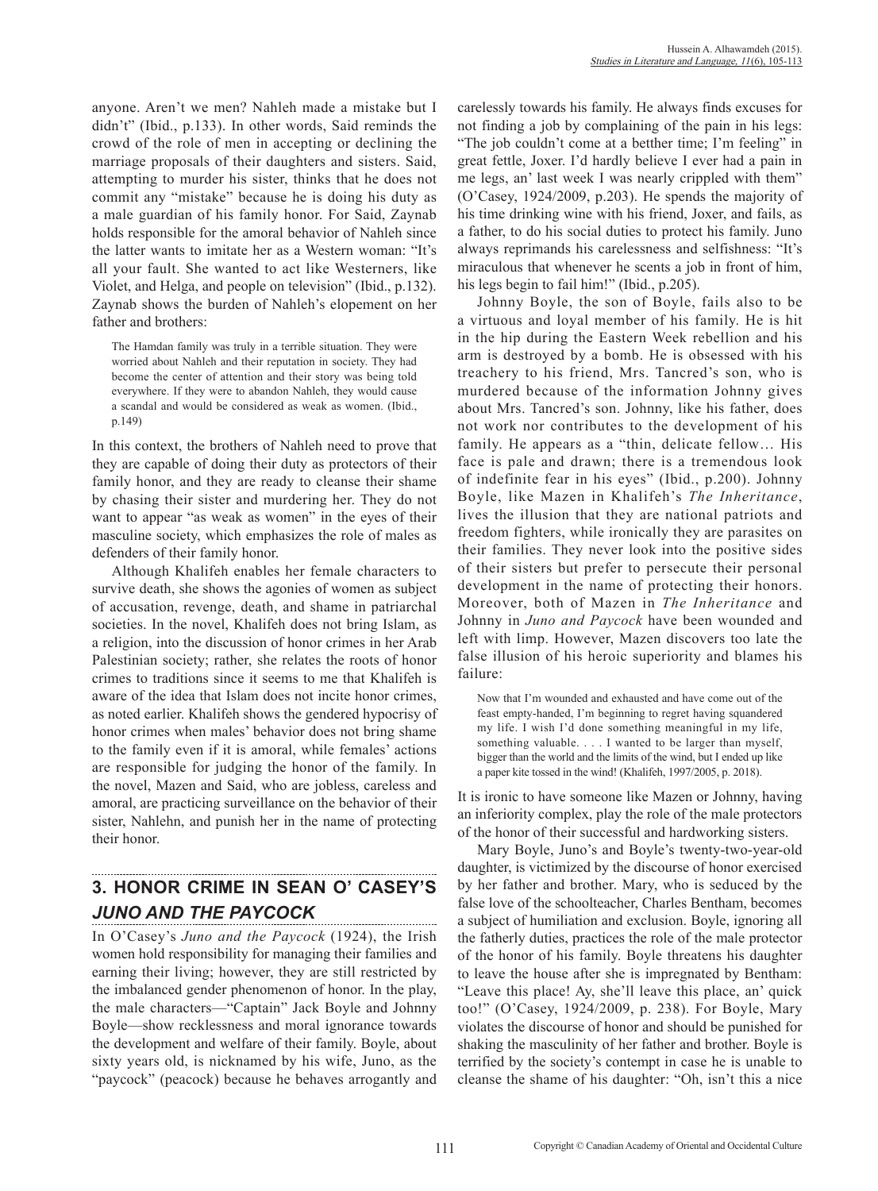anyone. Aren't we men? Nahleh made a mistake but I didn't" (Ibid., p.133). In other words, Said reminds the crowd of the role of men in accepting or declining the marriage proposals of their daughters and sisters. Said, attempting to murder his sister, thinks that he does not commit any "mistake" because he is doing his duty as a male guardian of his family honor. For Said, Zaynab holds responsible for the amoral behavior of Nahleh since the latter wants to imitate her as a Western woman: "It's all your fault. She wanted to act like Westerners, like Violet, and Helga, and people on television" (Ibid., p.132). Zaynab shows the burden of Nahleh's elopement on her father and brothers:

> The Hamdan family was truly in a terrible situation. They were worried about Nahleh and their reputation in society. They had become the center of attention and their story was being told everywhere. If they were to abandon Nahleh, they would cause a scandal and would be considered as weak as women. (Ibid., p.149)

In this context, the brothers of Nahleh need to prove that they are capable of doing their duty as protectors of their family honor, and they are ready to cleanse their shame by chasing their sister and murdering her. They do not want to appear "as weak as women" in the eyes of their masculine society, which emphasizes the role of males as defenders of their family honor.

Although Khalifeh enables her female characters to survive death, she shows the agonies of women as subject of accusation, revenge, death, and shame in patriarchal societies. In the novel, Khalifeh does not bring Islam, as a religion, into the discussion of honor crimes in her Arab Palestinian society; rather, she relates the roots of honor crimes to traditions since it seems to me that Khalifeh is aware of the idea that Islam does not incite honor crimes, as noted earlier. Khalifeh shows the gendered hypocrisy of honor crimes when males' behavior does not bring shame to the family even if it is amoral, while females' actions are responsible for judging the honor of the family. In the novel, Mazen and Said, who are jobless, careless and amoral, are practicing surveillance on the behavior of their sister, Nahlehn, and punish her in the name of protecting their honor.

## 3. HONOR CRIME IN SEAN O' CASEY'S *JUNO AND THE PAYCOCK*

In O'Casey's *Juno and the Paycock* (1924), the Irish women hold responsibility for managing their families and earning their living; however, they are still restricted by the imbalanced gender phenomenon of honor. In the play, the male characters—"Captain" Jack Boyle and Johnny Boyle—show recklessness and moral ignorance towards the development and welfare of their family. Boyle, about sixty years old, is nicknamed by his wife, Juno, as the "paycock" (peacock) because he behaves arrogantly and carelessly towards his family. He always finds excuses for not finding a job by complaining of the pain in his legs: "The job couldn't come at a betther time; I'm feeling" in great fettle, Joxer. I'd hardly believe I ever had a pain in me legs, an' last week I was nearly crippled with them" (O'Casey, 1924/2009, p.203). He spends the majority of his time drinking wine with his friend, Joxer, and fails, as a father, to do his social duties to protect his family. Juno always reprimands his carelessness and selfishness: "It's miraculous that whenever he scents a job in front of him, his legs begin to fail him!" (Ibid., p.205).

Johnny Boyle, the son of Boyle, fails also to be a virtuous and loyal member of his family. He is hit in the hip during the Eastern Week rebellion and his arm is destroyed by a bomb. He is obsessed with his treachery to his friend, Mrs. Tancred's son, who is murdered because of the information Johnny gives about Mrs. Tancred's son. Johnny, like his father, does not work nor contributes to the development of his family. He appears as a "thin, delicate fellow… His face is pale and drawn; there is a tremendous look of indefinite fear in his eyes" (Ibid., p.200). Johnny Boyle, like Mazen in Khalifeh's *The Inheritance*, lives the illusion that they are national patriots and freedom fighters, while ironically they are parasites on their families. They never look into the positive sides of their sisters but prefer to persecute their personal development in the name of protecting their honors. Moreover, both of Mazen in *The Inheritance* and Johnny in *Juno and Paycock* have been wounded and left with limp. However, Mazen discovers too late the false illusion of his heroic superiority and blames his failure:

> Now that I'm wounded and exhausted and have come out of the feast empty-handed, I'm beginning to regret having squandered my life. I wish I'd done something meaningful in my life, something valuable. . . . I wanted to be larger than myself, bigger than the world and the limits of the wind, but I ended up like a paper kite tossed in the wind! (Khalifeh, 1997/2005, p. 2018).

It is ironic to have someone like Mazen or Johnny, having an inferiority complex, play the role of the male protectors of the honor of their successful and hardworking sisters.

Mary Boyle, Juno's and Boyle's twenty-two-year-old daughter, is victimized by the discourse of honor exercised by her father and brother. Mary, who is seduced by the false love of the schoolteacher, Charles Bentham, becomes a subject of humiliation and exclusion. Boyle, ignoring all the fatherly duties, practices the role of the male protector of the honor of his family. Boyle threatens his daughter to leave the house after she is impregnated by Bentham: "Leave this place! Ay, she'll leave this place, an' quick too!" (O'Casey, 1924/2009, p. 238). For Boyle, Mary violates the discourse of honor and should be punished for shaking the masculinity of her father and brother. Boyle is terrified by the society's contempt in case he is unable to cleanse the shame of his daughter: "Oh, isn't this a nice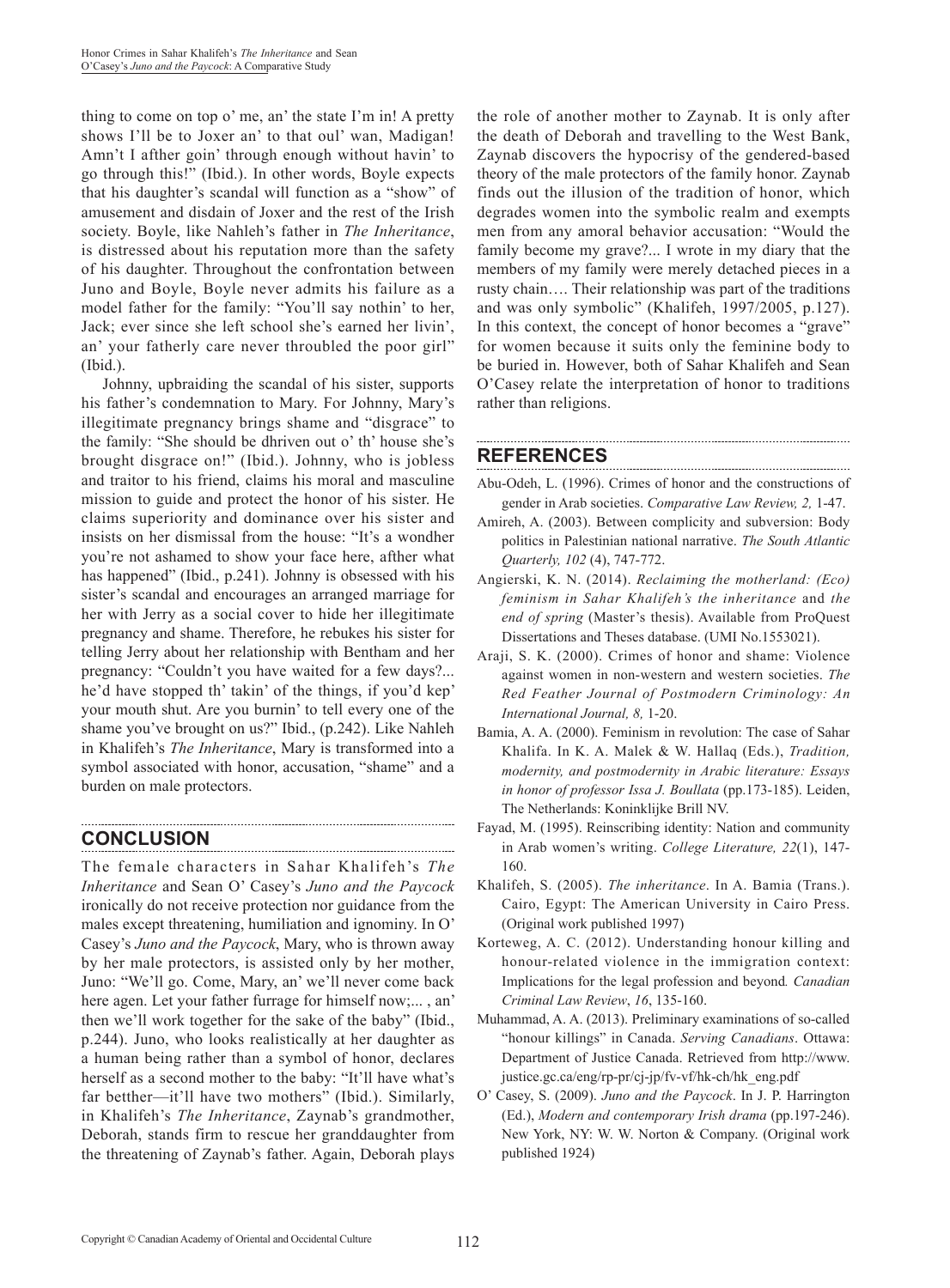thing to come on top o' me, an' the state I'm in! A pretty shows I'll be to Joxer an' to that oul' wan, Madigan! Amn't I afther goin' through enough without havin' to go through this!" (Ibid.). In other words, Boyle expects that his daughter's scandal will function as a "show" of amusement and disdain of Joxer and the rest of the Irish society. Boyle, like Nahleh's father in *The Inheritance*, is distressed about his reputation more than the safety of his daughter. Throughout the confrontation between Juno and Boyle, Boyle never admits his failure as a model father for the family: "You'll say nothin' to her, Jack; ever since she left school she's earned her livin', an' your fatherly care never throubled the poor girl" (Ibid.).

Johnny, upbraiding the scandal of his sister, supports his father's condemnation to Mary. For Johnny, Mary's illegitimate pregnancy brings shame and "disgrace" to the family: "She should be dhriven out o' th' house she's brought disgrace on!" (Ibid.). Johnny, who is jobless and traitor to his friend, claims his moral and masculine mission to guide and protect the honor of his sister. He claims superiority and dominance over his sister and insists on her dismissal from the house: "It's a wondher you're not ashamed to show your face here, afther what has happened" (Ibid., p.241). Johnny is obsessed with his sister's scandal and encourages an arranged marriage for her with Jerry as a social cover to hide her illegitimate pregnancy and shame. Therefore, he rebukes his sister for telling Jerry about her relationship with Bentham and her pregnancy: "Couldn't you have waited for a few days?... he'd have stopped th' takin' of the things, if you'd kep' your mouth shut. Are you burnin' to tell every one of the shame you've brought on us?" Ibid., (p.242). Like Nahleh in Khalifeh's *The Inheritance*, Mary is transformed into a symbol associated with honor, accusation, "shame" and a burden on male protectors.

## CONCLUSION

The female characters in Sahar Khalifeh's *The Inheritance* and Sean O' Casey's *Juno and the Paycock* ironically do not receive protection nor guidance from the males except threatening, humiliation and ignominy. In O' Casey's *Juno and the Paycock*, Mary, who is thrown away by her male protectors, is assisted only by her mother, Juno: "We'll go. Come, Mary, an' we'll never come back here agen. Let your father furrage for himself now;... , an' then we'll work together for the sake of the baby" (Ibid., p.244). Juno, who looks realistically at her daughter as a human being rather than a symbol of honor, declares herself as a second mother to the baby: "It'll have what's far betther—it'll have two mothers" (Ibid.). Similarly, in Khalifeh's *The Inheritance*, Zaynab's grandmother, Deborah, stands firm to rescue her granddaughter from the threatening of Zaynab's father. Again, Deborah plays the role of another mother to Zaynab. It is only after the death of Deborah and travelling to the West Bank, Zaynab discovers the hypocrisy of the gendered-based theory of the male protectors of the family honor. Zaynab finds out the illusion of the tradition of honor, which degrades women into the symbolic realm and exempts men from any amoral behavior accusation: "Would the family become my grave?... I wrote in my diary that the members of my family were merely detached pieces in a rusty chain…. Their relationship was part of the traditions and was only symbolic" (Khalifeh, 1997/2005, p.127). In this context, the concept of honor becomes a "grave" for women because it suits only the feminine body to be buried in. However, both of Sahar Khalifeh and Sean O'Casey relate the interpretation of honor to traditions rather than religions.

## REFERENCES

Abu-Odeh, L. (1996). Crimes of honor and the constructions of gender in Arab societies. *Comparative Law Review, 2,* 1-47.

Amireh, A. (2003). Between complicity and subversion: Body politics in Palestinian national narrative. *The South Atlantic Quarterly, 102* (4), 747-772.

Angierski, K. N. (2014). *Reclaiming the motherland: (Eco) feminism in Sahar Khalifeh's the inheritance* and *the end of spring* (Master's thesis). Available from ProQuest Dissertations and Theses database. (UMI No.1553021).

Araji, S. K. (2000). Crimes of honor and shame: Violence against women in non-western and western societies. *The Red Feather Journal of Postmodern Criminology: An International Journal, 8,* 1-20.

Bamia, A. A. (2000). Feminism in revolution: The case of Sahar Khalifa. In K. A. Malek & W. Hallaq (Eds.), *Tradition, modernity, and postmodernity in Arabic literature: Essays in honor of professor Issa J. Boullata* (pp.173-185). Leiden, The Netherlands: Koninklijke Brill NV.

Fayad, M. (1995). Reinscribing identity: Nation and community in Arab women's writing. *College Literature, 22*(1), 147-160.

Khalifeh, S. (2005). *The inheritance*. In A. Bamia (Trans.). Cairo, Egypt: The American University in Cairo Press. (Original work published 1997)

Korteweg, A. C. (2012). Understanding honour killing and honour-related violence in the immigration context: Implications for the legal profession and beyond*. Canadian Criminal Law Review*, *16*, 135-160.

Muhammad, A. A. (2013). Preliminary examinations of so-called "honour killings" in Canada. *Serving Canadians*. Ottawa: Department of Justice Canada. Retrieved from http://www.justice.gc.ca/eng/rp-pr/cj-jp/fv-vf/hk-ch/hk_eng.pdf

O' Casey, S. (2009). *Juno and the Paycock*. In J. P. Harrington (Ed.), *Modern and contemporary Irish drama* (pp.197-246). New York, NY: W. W. Norton & Company. (Original work published 1924)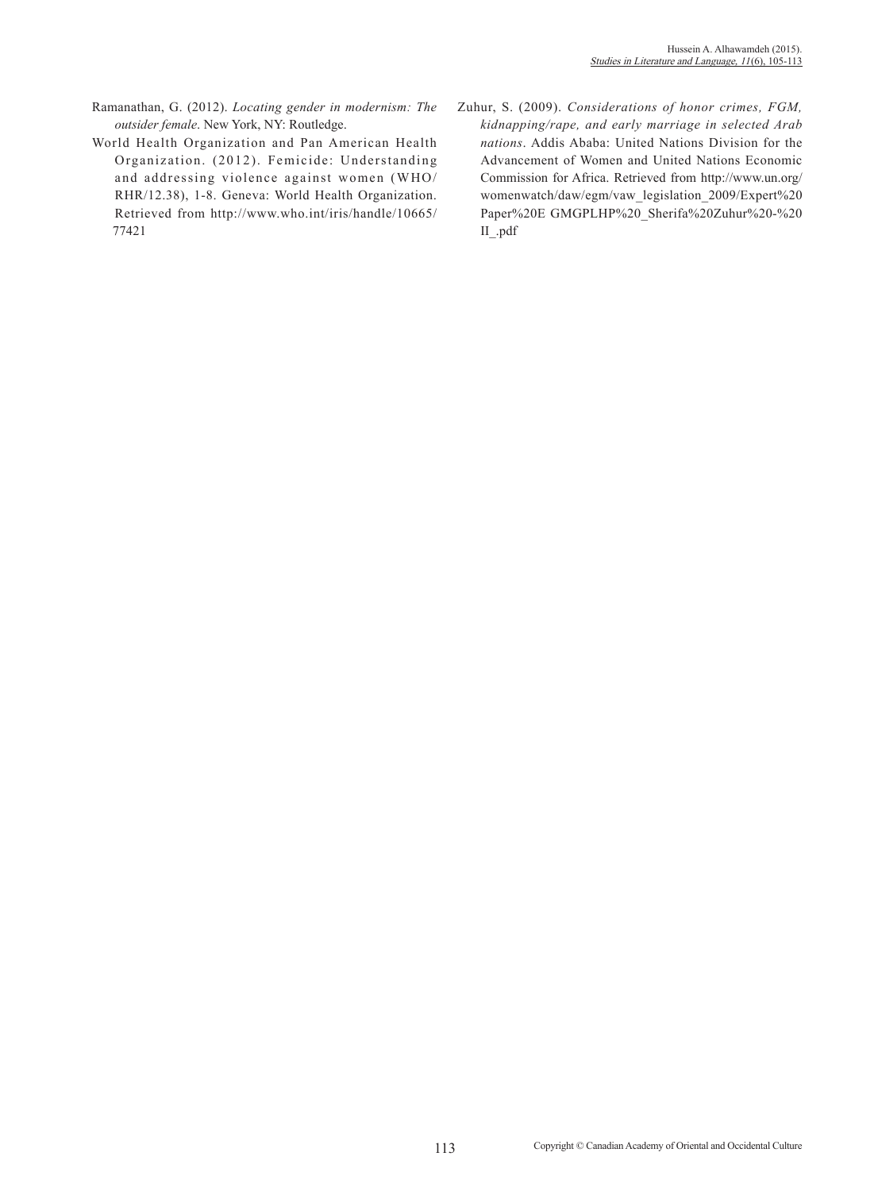Ramanathan, G. (2012). *Locating gender in modernism: The outsider female*. New York, NY: Routledge.

World Health Organization and Pan American Health Organization. (2012). Femicide: Understanding and addressing violence against women (WHO/RHR/12.38), 1-8. Geneva: World Health Organization. Retrieved from http://www.who.int/iris/handle/10665/77421

Zuhur, S. (2009). *Considerations of honor crimes, FGM, kidnapping/rape, and early marriage in selected Arab nations*. Addis Ababa: United Nations Division for the Advancement of Women and United Nations Economic Commission for Africa. Retrieved from http://www.un.org/womenwatch/daw/egm/vaw_legislation_2009/Expert%20Paper%20E GMGPLHP%20_Sherifa%20Zuhur%20-%20II_.pdf